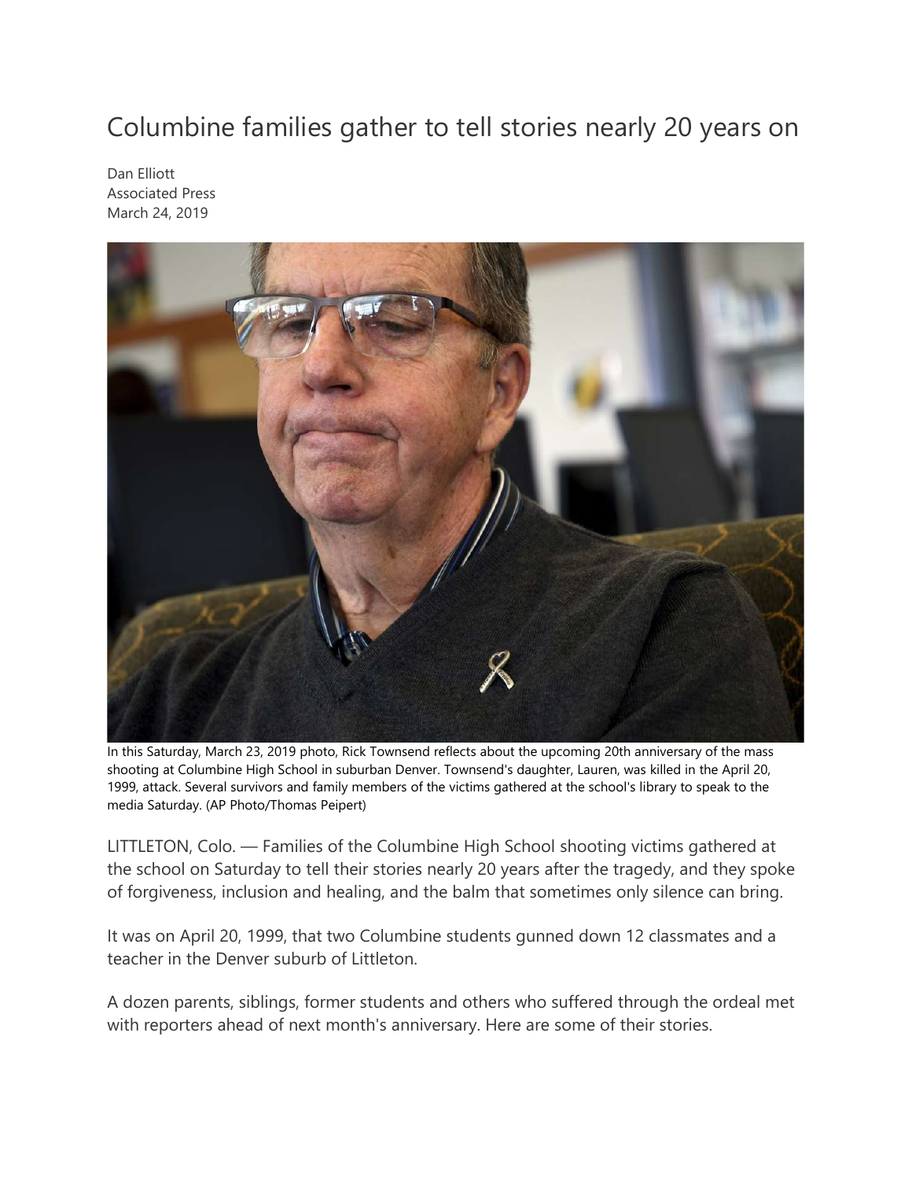# Columbine families gather to tell stories nearly 20 years on

Dan Elliott
Associated Press
March 24, 2019

In this Saturday, March 23, 2019 photo, Rick Townsend reflects about the upcoming 20th anniversary of the mass shooting at Columbine High School in suburban Denver. Townsend's daughter, Lauren, was killed in the April 20, 1999, attack. Several survivors and family members of the victims gathered at the school's library to speak to the media Saturday. (AP Photo/Thomas Peipert)

LITTLETON, Colo. — Families of the Columbine High School shooting victims gathered at the school on Saturday to tell their stories nearly 20 years after the tragedy, and they spoke of forgiveness, inclusion and healing, and the balm that sometimes only silence can bring.

It was on April 20, 1999, that two Columbine students gunned down 12 classmates and a teacher in the Denver suburb of Littleton.

A dozen parents, siblings, former students and others who suffered through the ordeal met with reporters ahead of next month's anniversary. Here are some of their stories.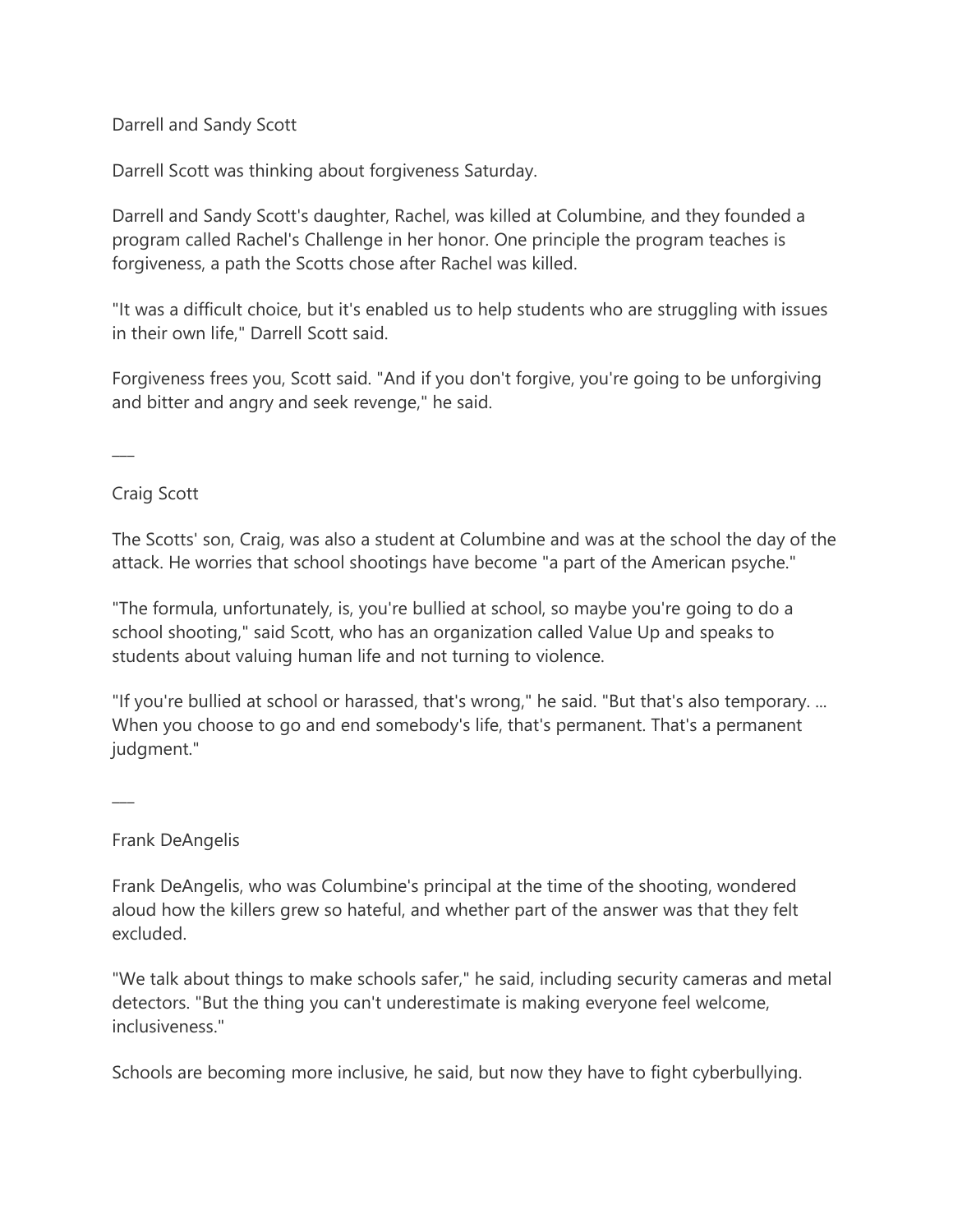Darrell and Sandy Scott

Darrell Scott was thinking about forgiveness Saturday.

Darrell and Sandy Scott's daughter, Rachel, was killed at Columbine, and they founded a program called Rachel's Challenge in her honor. One principle the program teaches is forgiveness, a path the Scotts chose after Rachel was killed.

"It was a difficult choice, but it's enabled us to help students who are struggling with issues in their own life," Darrell Scott said.

Forgiveness frees you, Scott said. "And if you don't forgive, you're going to be unforgiving and bitter and angry and seek revenge," he said.

\_\_\_

Craig Scott

The Scotts' son, Craig, was also a student at Columbine and was at the school the day of the attack. He worries that school shootings have become "a part of the American psyche."

"The formula, unfortunately, is, you're bullied at school, so maybe you're going to do a school shooting," said Scott, who has an organization called Value Up and speaks to students about valuing human life and not turning to violence.

"If you're bullied at school or harassed, that's wrong," he said. "But that's also temporary. ... When you choose to go and end somebody's life, that's permanent. That's a permanent judgment."

\_\_\_

Frank DeAngelis

Frank DeAngelis, who was Columbine's principal at the time of the shooting, wondered aloud how the killers grew so hateful, and whether part of the answer was that they felt excluded.

"We talk about things to make schools safer," he said, including security cameras and metal detectors. "But the thing you can't underestimate is making everyone feel welcome, inclusiveness."

Schools are becoming more inclusive, he said, but now they have to fight cyberbullying.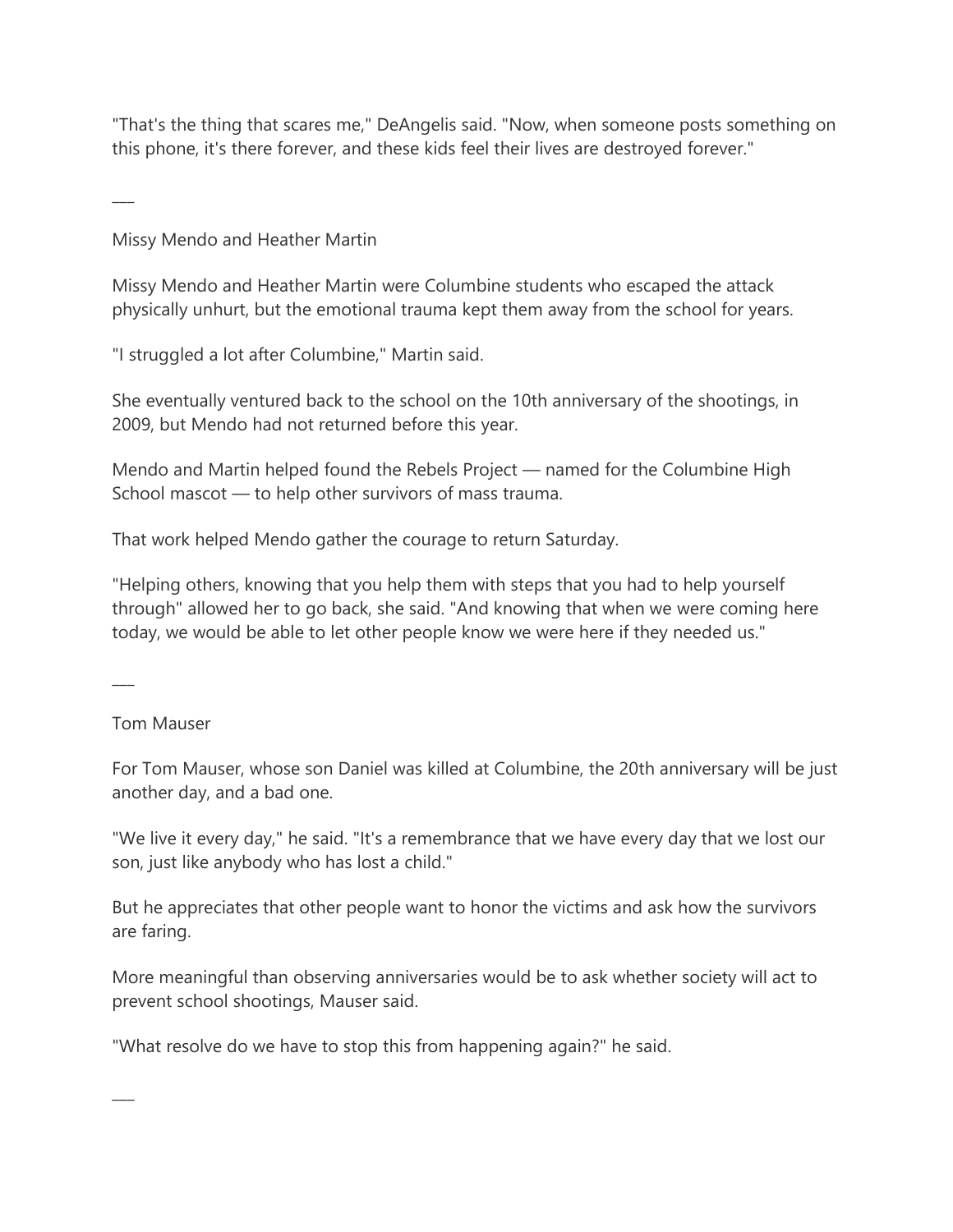"That's the thing that scares me," DeAngelis said. "Now, when someone posts something on this phone, it's there forever, and these kids feel their lives are destroyed forever."

___

Missy Mendo and Heather Martin

Missy Mendo and Heather Martin were Columbine students who escaped the attack physically unhurt, but the emotional trauma kept them away from the school for years.

"I struggled a lot after Columbine," Martin said.

She eventually ventured back to the school on the 10th anniversary of the shootings, in 2009, but Mendo had not returned before this year.

Mendo and Martin helped found the Rebels Project — named for the Columbine High School mascot — to help other survivors of mass trauma.

That work helped Mendo gather the courage to return Saturday.

"Helping others, knowing that you help them with steps that you had to help yourself through" allowed her to go back, she said. "And knowing that when we were coming here today, we would be able to let other people know we were here if they needed us."

___

Tom Mauser

For Tom Mauser, whose son Daniel was killed at Columbine, the 20th anniversary will be just another day, and a bad one.

"We live it every day," he said. "It's a remembrance that we have every day that we lost our son, just like anybody who has lost a child."

But he appreciates that other people want to honor the victims and ask how the survivors are faring.

More meaningful than observing anniversaries would be to ask whether society will act to prevent school shootings, Mauser said.

"What resolve do we have to stop this from happening again?" he said.

___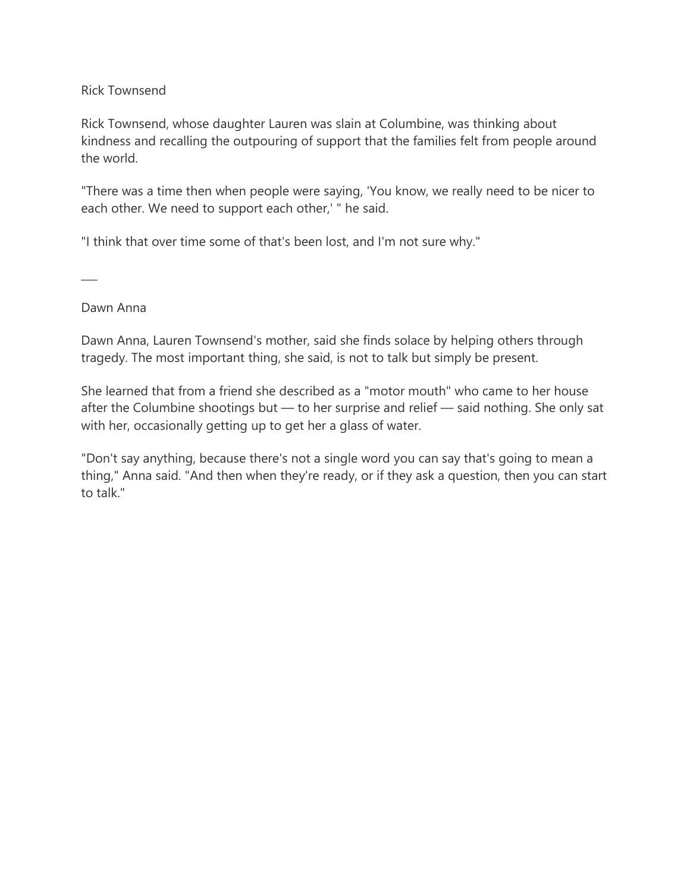Rick Townsend

Rick Townsend, whose daughter Lauren was slain at Columbine, was thinking about kindness and recalling the outpouring of support that the families felt from people around the world.

"There was a time then when people were saying, 'You know, we really need to be nicer to each other. We need to support each other,' " he said.

"I think that over time some of that's been lost, and I'm not sure why."

\_\_\_

Dawn Anna

Dawn Anna, Lauren Townsend's mother, said she finds solace by helping others through tragedy. The most important thing, she said, is not to talk but simply be present.

She learned that from a friend she described as a "motor mouth" who came to her house after the Columbine shootings but — to her surprise and relief — said nothing. She only sat with her, occasionally getting up to get her a glass of water.

"Don't say anything, because there's not a single word you can say that's going to mean a thing," Anna said. "And then when they're ready, or if they ask a question, then you can start to talk."